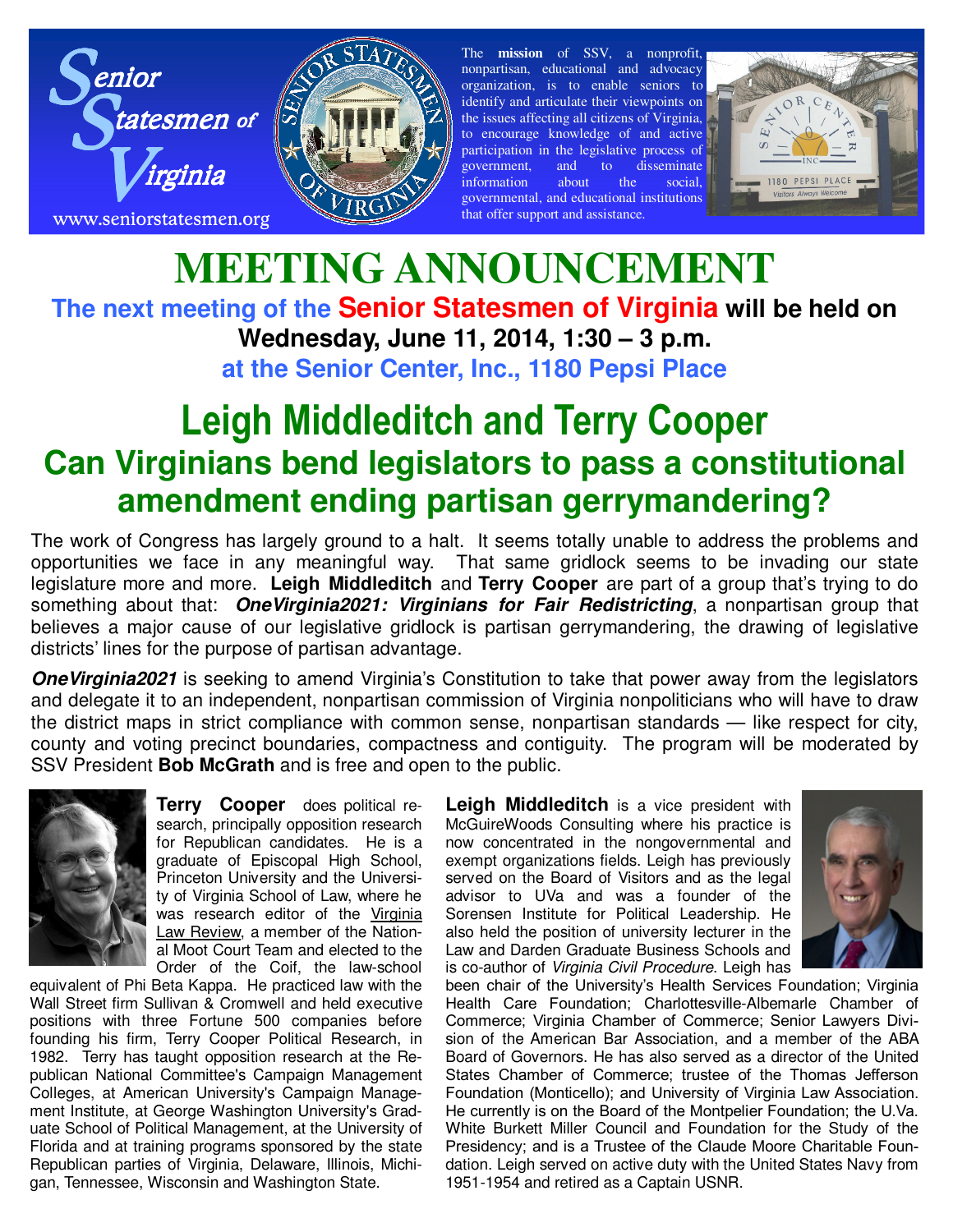Senior Statesmen of Virginia

www.seniorstatesmen.org

The **mission** of SSV, a nonprofit, nonpartisan, educational and advocacy organization, is to enable seniors to identify and articulate their viewpoints on the issues affecting all citizens of Virginia, to encourage knowledge of and active participation in the legislative process of government, and to disseminate information about the social, governmental, and educational institutions that offer support and assistance.

# MEETING ANNOUNCEMENT

**The next meeting of the Senior Statesmen of Virginia will be held on Wednesday, June 11, 2014, 1:30 – 3 p.m. at the Senior Center, Inc., 1180 Pepsi Place**

## Leigh Middleditch and Terry Cooper

## Can Virginians bend legislators to pass a constitutional amendment ending partisan gerrymandering?

The work of Congress has largely ground to a halt. It seems totally unable to address the problems and opportunities we face in any meaningful way. That same gridlock seems to be invading our state legislature more and more. **Leigh Middleditch** and **Terry Cooper** are part of a group that's trying to do something about that: ***OneVirginia2021: Virginians for Fair Redistricting***, a nonpartisan group that believes a major cause of our legislative gridlock is partisan gerrymandering, the drawing of legislative districts' lines for the purpose of partisan advantage.

***OneVirginia2021*** is seeking to amend Virginia's Constitution to take that power away from the legislators and delegate it to an independent, nonpartisan commission of Virginia nonpoliticians who will have to draw the district maps in strict compliance with common sense, nonpartisan standards — like respect for city, county and voting precinct boundaries, compactness and contiguity. The program will be moderated by SSV President **Bob McGrath** and is free and open to the public.

**Terry Cooper** does political research, principally opposition research for Republican candidates. He is a graduate of Episcopal High School, Princeton University and the University of Virginia School of Law, where he was research editor of the Virginia Law Review, a member of the National Moot Court Team and elected to the Order of the Coif, the law-school equivalent of Phi Beta Kappa. He practiced law with the Wall Street firm Sullivan & Cromwell and held executive positions with three Fortune 500 companies before founding his firm, Terry Cooper Political Research, in 1982. Terry has taught opposition research at the Republican National Committee's Campaign Management Colleges, at American University's Campaign Management Institute, at George Washington University's Graduate School of Political Management, at the University of Florida and at training programs sponsored by the state Republican parties of Virginia, Delaware, Illinois, Michigan, Tennessee, Wisconsin and Washington State.

**Leigh Middleditch** is a vice president with McGuireWoods Consulting where his practice is now concentrated in the nongovernmental and exempt organizations fields. Leigh has previously served on the Board of Visitors and as the legal advisor to UVa and was a founder of the Sorensen Institute for Political Leadership. He also held the position of university lecturer in the Law and Darden Graduate Business Schools and is co-author of *Virginia Civil Procedure*. Leigh has been chair of the University's Health Services Foundation; Virginia Health Care Foundation; Charlottesville-Albemarle Chamber of Commerce; Virginia Chamber of Commerce; Senior Lawyers Division of the American Bar Association, and a member of the ABA Board of Governors. He has also served as a director of the United States Chamber of Commerce; trustee of the Thomas Jefferson Foundation (Monticello); and University of Virginia Law Association. He currently is on the Board of the Montpelier Foundation; the U.Va. White Burkett Miller Council and Foundation for the Study of the Presidency; and is a Trustee of the Claude Moore Charitable Foundation. Leigh served on active duty with the United States Navy from 1951-1954 and retired as a Captain USNR.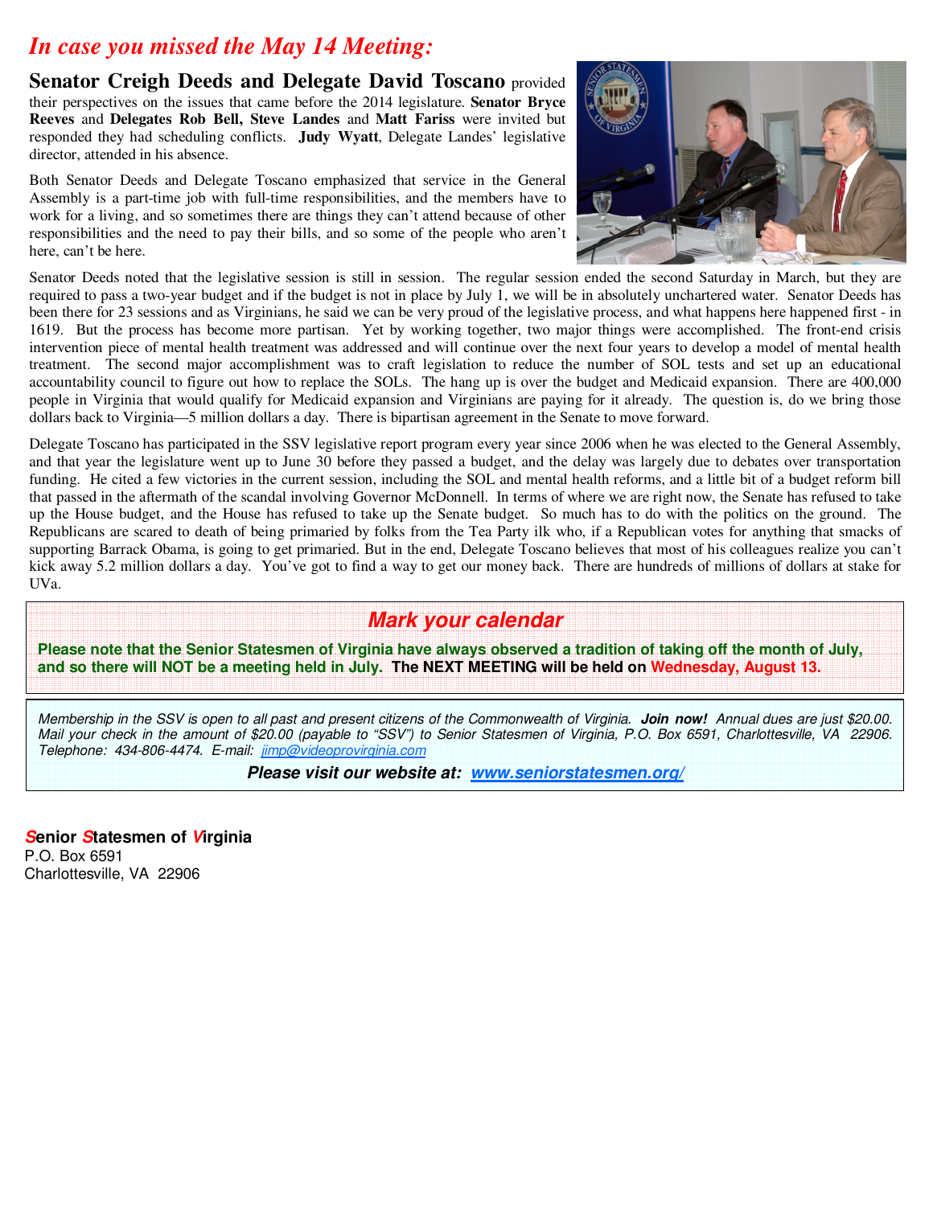## *In case you missed the May 14 Meeting:*

**Senator Creigh Deeds and Delegate David Toscano** provided their perspectives on the issues that came before the 2014 legislature. **Senator Bryce Reeves** and **Delegates Rob Bell, Steve Landes** and **Matt Fariss** were invited but responded they had scheduling conflicts. **Judy Wyatt**, Delegate Landes' legislative director, attended in his absence.

Both Senator Deeds and Delegate Toscano emphasized that service in the General Assembly is a part-time job with full-time responsibilities, and the members have to work for a living, and so sometimes there are things they can't attend because of other responsibilities and the need to pay their bills, and so some of the people who aren't here, can't be here.

Senator Deeds noted that the legislative session is still in session. The regular session ended the second Saturday in March, but they are required to pass a two-year budget and if the budget is not in place by July 1, we will be in absolutely unchartered water. Senator Deeds has been there for 23 sessions and as Virginians, he said we can be very proud of the legislative process, and what happens here happened first - in 1619. But the process has become more partisan. Yet by working together, two major things were accomplished. The front-end crisis intervention piece of mental health treatment was addressed and will continue over the next four years to develop a model of mental health treatment. The second major accomplishment was to craft legislation to reduce the number of SOL tests and set up an educational accountability council to figure out how to replace the SOLs. The hang up is over the budget and Medicaid expansion. There are 400,000 people in Virginia that would qualify for Medicaid expansion and Virginians are paying for it already. The question is, do we bring those dollars back to Virginia—5 million dollars a day. There is bipartisan agreement in the Senate to move forward.

Delegate Toscano has participated in the SSV legislative report program every year since 2006 when he was elected to the General Assembly, and that year the legislature went up to June 30 before they passed a budget, and the delay was largely due to debates over transportation funding. He cited a few victories in the current session, including the SOL and mental health reforms, and a little bit of a budget reform bill that passed in the aftermath of the scandal involving Governor McDonnell. In terms of where we are right now, the Senate has refused to take up the House budget, and the House has refused to take up the Senate budget. So much has to do with the politics on the ground. The Republicans are scared to death of being primaried by folks from the Tea Party ilk who, if a Republican votes for anything that smacks of supporting Barrack Obama, is going to get primaried. But in the end, Delegate Toscano believes that most of his colleagues realize you can't kick away 5.2 million dollars a day. You've got to find a way to get our money back. There are hundreds of millions of dollars at stake for UVa.

### *Mark your calendar*

**Please note that the Senior Statesmen of Virginia have always observed a tradition of taking off the month of July, and so there will NOT be a meeting held in July. The NEXT MEETING will be held on Wednesday, August 13.**

*Membership in the SSV is open to all past and present citizens of the Commonwealth of Virginia.* ***Join now!*** *Annual dues are just $20.00. Mail your check in the amount of $20.00 (payable to "SSV") to Senior Statesmen of Virginia, P.O. Box 6591, Charlottesville, VA 22906. Telephone: 434-806-4474. E-mail: jimp@videoprovirginia.com*

***Please visit our website at: www.seniorstatesmen.org/***

**Senior Statesmen of Virginia**
P.O. Box 6591
Charlottesville, VA 22906